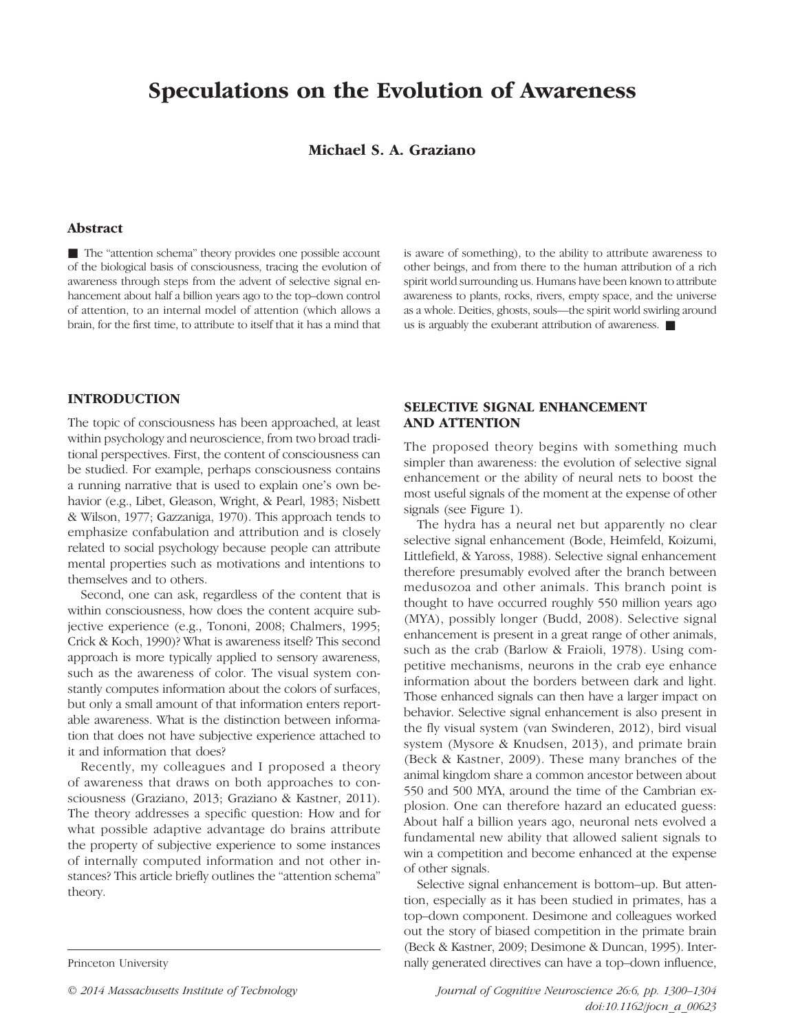# Speculations on the Evolution of Awareness

**Michael S. A. Graziano**

Princeton University

## Abstract

■ The "attention schema" theory provides one possible account of the biological basis of consciousness, tracing the evolution of awareness through steps from the advent of selective signal enhancement about half a billion years ago to the top–down control of attention, to an internal model of attention (which allows a brain, for the first time, to attribute to itself that it has a mind that is aware of something), to the ability to attribute awareness to other beings, and from there to the human attribution of a rich spirit world surrounding us. Humans have been known to attribute awareness to plants, rocks, rivers, empty space, and the universe as a whole. Deities, ghosts, souls—the spirit world swirling around us is arguably the exuberant attribution of awareness. ■

## INTRODUCTION

The topic of consciousness has been approached, at least within psychology and neuroscience, from two broad traditional perspectives. First, the content of consciousness can be studied. For example, perhaps consciousness contains a running narrative that is used to explain one's own behavior (e.g., Libet, Gleason, Wright, & Pearl, 1983; Nisbett & Wilson, 1977; Gazzaniga, 1970). This approach tends to emphasize confabulation and attribution and is closely related to social psychology because people can attribute mental properties such as motivations and intentions to themselves and to others.

Second, one can ask, regardless of the content that is within consciousness, how does the content acquire subjective experience (e.g., Tononi, 2008; Chalmers, 1995; Crick & Koch, 1990)? What is awareness itself? This second approach is more typically applied to sensory awareness, such as the awareness of color. The visual system constantly computes information about the colors of surfaces, but only a small amount of that information enters reportable awareness. What is the distinction between information that does not have subjective experience attached to it and information that does?

Recently, my colleagues and I proposed a theory of awareness that draws on both approaches to consciousness (Graziano, 2013; Graziano & Kastner, 2011). The theory addresses a specific question: How and for what possible adaptive advantage do brains attribute the property of subjective experience to some instances of internally computed information and not other instances? This article briefly outlines the "attention schema" theory.

## SELECTIVE SIGNAL ENHANCEMENT AND ATTENTION

The proposed theory begins with something much simpler than awareness: the evolution of selective signal enhancement or the ability of neural nets to boost the most useful signals of the moment at the expense of other signals (see Figure 1).

The hydra has a neural net but apparently no clear selective signal enhancement (Bode, Heimfeld, Koizumi, Littlefield, & Yaross, 1988). Selective signal enhancement therefore presumably evolved after the branch between medusozoa and other animals. This branch point is thought to have occurred roughly 550 million years ago (MYA), possibly longer (Budd, 2008). Selective signal enhancement is present in a great range of other animals, such as the crab (Barlow & Fraioli, 1978). Using competitive mechanisms, neurons in the crab eye enhance information about the borders between dark and light. Those enhanced signals can then have a larger impact on behavior. Selective signal enhancement is also present in the fly visual system (van Swinderen, 2012), bird visual system (Mysore & Knudsen, 2013), and primate brain (Beck & Kastner, 2009). These many branches of the animal kingdom share a common ancestor between about 550 and 500 MYA, around the time of the Cambrian explosion. One can therefore hazard an educated guess: About half a billion years ago, neuronal nets evolved a fundamental new ability that allowed salient signals to win a competition and become enhanced at the expense of other signals.

Selective signal enhancement is bottom–up. But attention, especially as it has been studied in primates, has a top–down component. Desimone and colleagues worked out the story of biased competition in the primate brain (Beck & Kastner, 2009; Desimone & Duncan, 1995). Internally generated directives can have a top–down influence,

© 2014 Massachusetts Institute of Technology

doi:10.1162/jocn_a_00623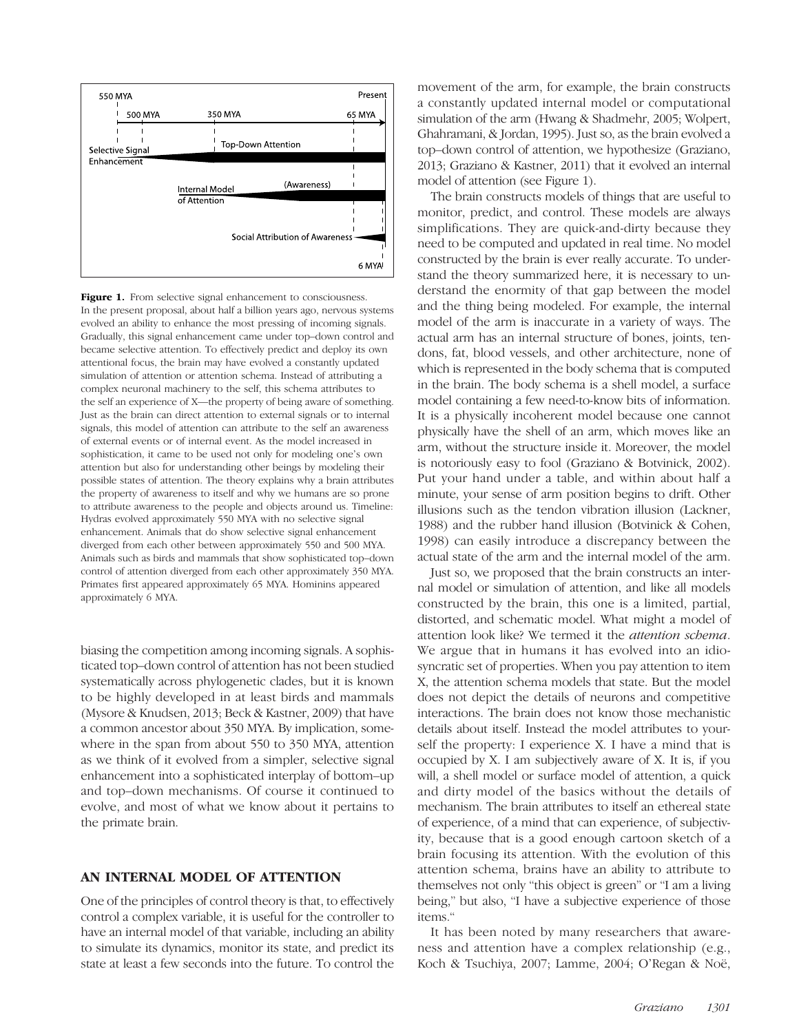550 MYA

500 MYA

350 MYA

65 MYA

Present

Selective Signal Enhancement

Top-Down Attention

Internal Model of Attention

(Awareness)

Social Attribution of Awareness

6 MYA

**Figure 1.** From selective signal enhancement to consciousness. In the present proposal, about half a billion years ago, nervous systems evolved an ability to enhance the most pressing of incoming signals. Gradually, this signal enhancement came under top–down control and became selective attention. To effectively predict and deploy its own attentional focus, the brain may have evolved a constantly updated simulation of attention or attention schema. Instead of attributing a complex neuronal machinery to the self, this schema attributes to the self an experience of X—the property of being aware of something. Just as the brain can direct attention to external signals or to internal signals, this model of attention can attribute to the self an awareness of external events or of internal event. As the model increased in sophistication, it came to be used not only for modeling one's own attention but also for understanding other beings by modeling their possible states of attention. The theory explains why a brain attributes the property of awareness to itself and why we humans are so prone to attribute awareness to the people and objects around us. Timeline: Hydras evolved approximately 550 MYA with no selective signal enhancement. Animals that do show selective signal enhancement diverged from each other between approximately 550 and 500 MYA. Animals such as birds and mammals that show sophisticated top–down control of attention diverged from each other approximately 350 MYA. Primates first appeared approximately 65 MYA. Hominins appeared approximately 6 MYA.

biasing the competition among incoming signals. A sophisticated top–down control of attention has not been studied systematically across phylogenetic clades, but it is known to be highly developed in at least birds and mammals (Mysore & Knudsen, 2013; Beck & Kastner, 2009) that have a common ancestor about 350 MYA. By implication, somewhere in the span from about 550 to 350 MYA, attention as we think of it evolved from a simpler, selective signal enhancement into a sophisticated interplay of bottom–up and top–down mechanisms. Of course it continued to evolve, and most of what we know about it pertains to the primate brain.

## AN INTERNAL MODEL OF ATTENTION

One of the principles of control theory is that, to effectively control a complex variable, it is useful for the controller to have an internal model of that variable, including an ability to simulate its dynamics, monitor its state, and predict its state at least a few seconds into the future. To control the movement of the arm, for example, the brain constructs a constantly updated internal model or computational simulation of the arm (Hwang & Shadmehr, 2005; Wolpert, Ghahramani, & Jordan, 1995). Just so, as the brain evolved a top–down control of attention, we hypothesize (Graziano, 2013; Graziano & Kastner, 2011) that it evolved an internal model of attention (see Figure 1).

The brain constructs models of things that are useful to monitor, predict, and control. These models are always simplifications. They are quick-and-dirty because they need to be computed and updated in real time. No model constructed by the brain is ever really accurate. To understand the theory summarized here, it is necessary to understand the enormity of that gap between the model and the thing being modeled. For example, the internal model of the arm is inaccurate in a variety of ways. The actual arm has an internal structure of bones, joints, tendons, fat, blood vessels, and other architecture, none of which is represented in the body schema that is computed in the brain. The body schema is a shell model, a surface model containing a few need-to-know bits of information. It is a physically incoherent model because one cannot physically have the shell of an arm, which moves like an arm, without the structure inside it. Moreover, the model is notoriously easy to fool (Graziano & Botvinick, 2002). Put your hand under a table, and within about half a minute, your sense of arm position begins to drift. Other illusions such as the tendon vibration illusion (Lackner, 1988) and the rubber hand illusion (Botvinick & Cohen, 1998) can easily introduce a discrepancy between the actual state of the arm and the internal model of the arm.

Just so, we proposed that the brain constructs an internal model or simulation of attention, and like all models constructed by the brain, this one is a limited, partial, distorted, and schematic model. What might a model of attention look like? We termed it the *attention schema*. We argue that in humans it has evolved into an idiosyncratic set of properties. When you pay attention to item X, the attention schema models that state. But the model does not depict the details of neurons and competitive interactions. The brain does not know those mechanistic details about itself. Instead the model attributes to yourself the property: I experience X. I have a mind that is occupied by X. I am subjectively aware of X. It is, if you will, a shell model or surface model of attention, a quick and dirty model of the basics without the details of mechanism. The brain attributes to itself an ethereal state of experience, of a mind that can experience, of subjectivity, because that is a good enough cartoon sketch of a brain focusing its attention. With the evolution of this attention schema, brains have an ability to attribute to themselves not only "this object is green" or "I am a living being," but also, "I have a subjective experience of those items."

It has been noted by many researchers that awareness and attention have a complex relationship (e.g., Koch & Tsuchiya, 2007; Lamme, 2004; O'Regan & Noë,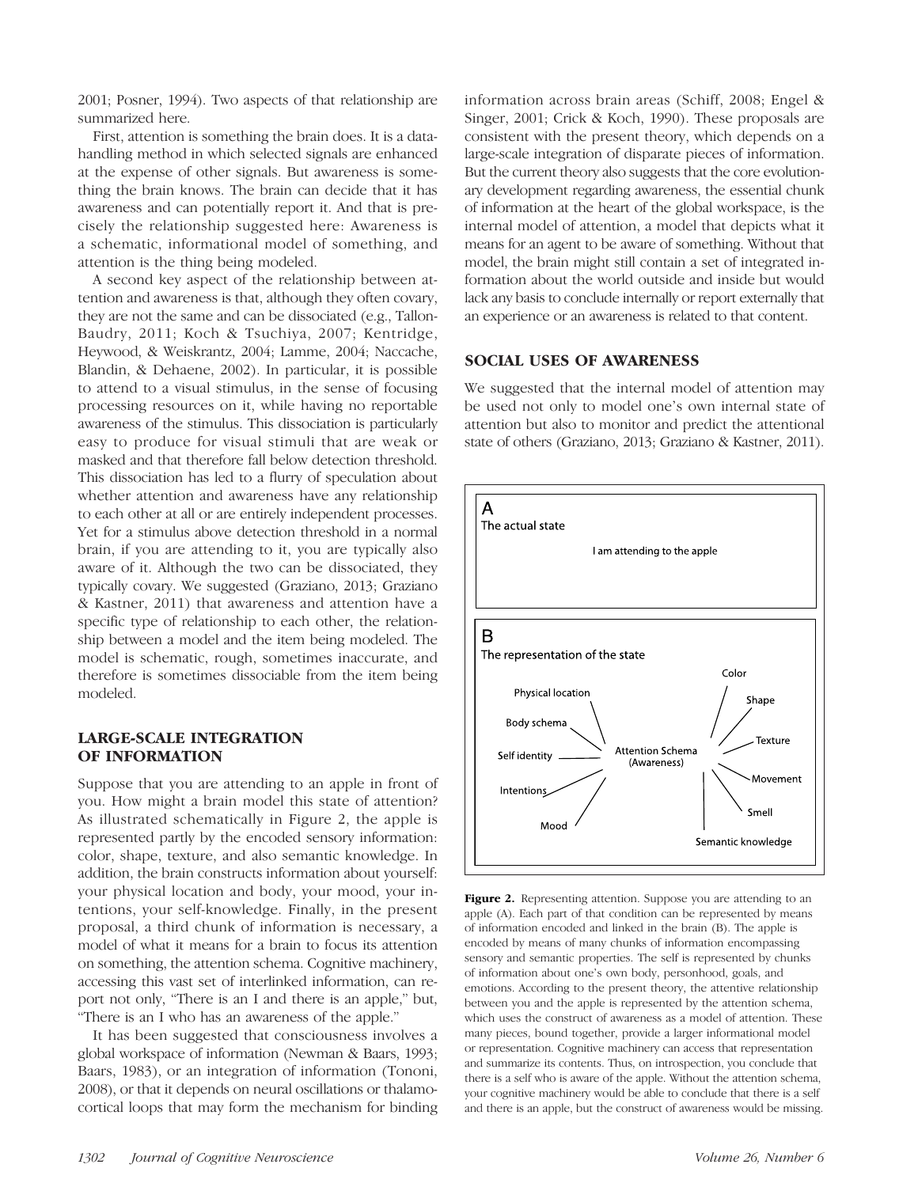2001; Posner, 1994). Two aspects of that relationship are summarized here.

First, attention is something the brain does. It is a data-handling method in which selected signals are enhanced at the expense of other signals. But awareness is something the brain knows. The brain can decide that it has awareness and can potentially report it. And that is precisely the relationship suggested here: Awareness is a schematic, informational model of something, and attention is the thing being modeled.

A second key aspect of the relationship between attention and awareness is that, although they often covary, they are not the same and can be dissociated (e.g., Tallon-Baudry, 2011; Koch & Tsuchiya, 2007; Kentridge, Heywood, & Weiskrantz, 2004; Lamme, 2004; Naccache, Blandin, & Dehaene, 2002). In particular, it is possible to attend to a visual stimulus, in the sense of focusing processing resources on it, while having no reportable awareness of the stimulus. This dissociation is particularly easy to produce for visual stimuli that are weak or masked and that therefore fall below detection threshold. This dissociation has led to a flurry of speculation about whether attention and awareness have any relationship to each other at all or are entirely independent processes. Yet for a stimulus above detection threshold in a normal brain, if you are attending to it, you are typically also aware of it. Although the two can be dissociated, they typically covary. We suggested (Graziano, 2013; Graziano & Kastner, 2011) that awareness and attention have a specific type of relationship to each other, the relationship between a model and the item being modeled. The model is schematic, rough, sometimes inaccurate, and therefore is sometimes dissociable from the item being modeled.

## LARGE-SCALE INTEGRATION OF INFORMATION

Suppose that you are attending to an apple in front of you. How might a brain model this state of attention? As illustrated schematically in Figure 2, the apple is represented partly by the encoded sensory information: color, shape, texture, and also semantic knowledge. In addition, the brain constructs information about yourself: your physical location and body, your mood, your intentions, your self-knowledge. Finally, in the present proposal, a third chunk of information is necessary, a model of what it means for a brain to focus its attention on something, the attention schema. Cognitive machinery, accessing this vast set of interlinked information, can report not only, "There is an I and there is an apple," but, "There is an I who has an awareness of the apple."

It has been suggested that consciousness involves a global workspace of information (Newman & Baars, 1993; Baars, 1983), or an integration of information (Tononi, 2008), or that it depends on neural oscillations or thalamocortical loops that may form the mechanism for binding information across brain areas (Schiff, 2008; Engel & Singer, 2001; Crick & Koch, 1990). These proposals are consistent with the present theory, which depends on a large-scale integration of disparate pieces of information. But the current theory also suggests that the core evolutionary development regarding awareness, the essential chunk of information at the heart of the global workspace, is the internal model of attention, a model that depicts what it means for an agent to be aware of something. Without that model, the brain might still contain a set of integrated information about the world outside and inside but would lack any basis to conclude internally or report externally that an experience or an awareness is related to that content.

## SOCIAL USES OF AWARENESS

We suggested that the internal model of attention may be used not only to model one's own internal state of attention but also to monitor and predict the attentional state of others (Graziano, 2013; Graziano & Kastner, 2011).

A
The actual state
I am attending to the apple

B
The representation of the state
Physical location
Body schema
Self identity
Intentions
Mood
Attention Schema (Awareness)
Color
Shape
Texture
Movement
Smell
Semantic knowledge

**Figure 2.** Representing attention. Suppose you are attending to an apple (A). Each part of that condition can be represented by means of information encoded and linked in the brain (B). The apple is encoded by means of many chunks of information encompassing sensory and semantic properties. The self is represented by chunks of information about one's own body, personhood, goals, and emotions. According to the present theory, the attentive relationship between you and the apple is represented by the attention schema, which uses the construct of awareness as a model of attention. These many pieces, bound together, provide a larger informational model or representation. Cognitive machinery can access that representation and summarize its contents. Thus, on introspection, you conclude that there is a self who is aware of the apple. Without the attention schema, your cognitive machinery would be able to conclude that there is a self and there is an apple, but the construct of awareness would be missing.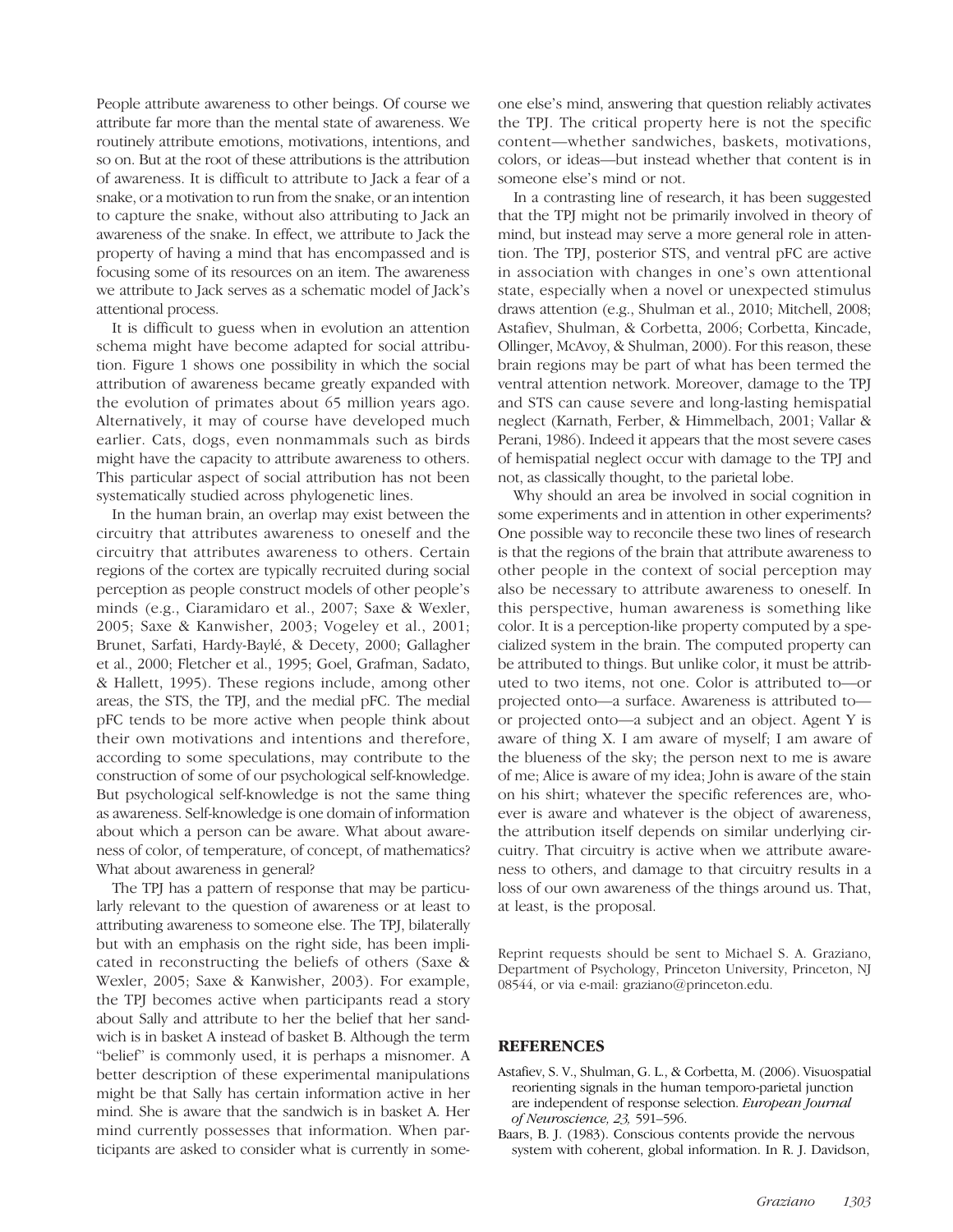People attribute awareness to other beings. Of course we attribute far more than the mental state of awareness. We routinely attribute emotions, motivations, intentions, and so on. But at the root of these attributions is the attribution of awareness. It is difficult to attribute to Jack a fear of a snake, or a motivation to run from the snake, or an intention to capture the snake, without also attributing to Jack an awareness of the snake. In effect, we attribute to Jack the property of having a mind that has encompassed and is focusing some of its resources on an item. The awareness we attribute to Jack serves as a schematic model of Jack's attentional process.

It is difficult to guess when in evolution an attention schema might have become adapted for social attribution. Figure 1 shows one possibility in which the social attribution of awareness became greatly expanded with the evolution of primates about 65 million years ago. Alternatively, it may of course have developed much earlier. Cats, dogs, even nonmammals such as birds might have the capacity to attribute awareness to others. This particular aspect of social attribution has not been systematically studied across phylogenetic lines.

In the human brain, an overlap may exist between the circuitry that attributes awareness to oneself and the circuitry that attributes awareness to others. Certain regions of the cortex are typically recruited during social perception as people construct models of other people's minds (e.g., Ciaramidaro et al., 2007; Saxe & Wexler, 2005; Saxe & Kanwisher, 2003; Vogeley et al., 2001; Brunet, Sarfati, Hardy-Baylé, & Decety, 2000; Gallagher et al., 2000; Fletcher et al., 1995; Goel, Grafman, Sadato, & Hallett, 1995). These regions include, among other areas, the STS, the TPJ, and the medial pFC. The medial pFC tends to be more active when people think about their own motivations and intentions and therefore, according to some speculations, may contribute to the construction of some of our psychological self-knowledge. But psychological self-knowledge is not the same thing as awareness. Self-knowledge is one domain of information about which a person can be aware. What about awareness of color, of temperature, of concept, of mathematics? What about awareness in general?

The TPJ has a pattern of response that may be particularly relevant to the question of awareness or at least to attributing awareness to someone else. The TPJ, bilaterally but with an emphasis on the right side, has been implicated in reconstructing the beliefs of others (Saxe & Wexler, 2005; Saxe & Kanwisher, 2003). For example, the TPJ becomes active when participants read a story about Sally and attribute to her the belief that her sandwich is in basket A instead of basket B. Although the term "belief" is commonly used, it is perhaps a misnomer. A better description of these experimental manipulations might be that Sally has certain information active in her mind. She is aware that the sandwich is in basket A. Her mind currently possesses that information. When participants are asked to consider what is currently in someone else's mind, answering that question reliably activates the TPJ. The critical property here is not the specific content—whether sandwiches, baskets, motivations, colors, or ideas—but instead whether that content is in someone else's mind or not.

In a contrasting line of research, it has been suggested that the TPJ might not be primarily involved in theory of mind, but instead may serve a more general role in attention. The TPJ, posterior STS, and ventral pFC are active in association with changes in one's own attentional state, especially when a novel or unexpected stimulus draws attention (e.g., Shulman et al., 2010; Mitchell, 2008; Astafiev, Shulman, & Corbetta, 2006; Corbetta, Kincade, Ollinger, McAvoy, & Shulman, 2000). For this reason, these brain regions may be part of what has been termed the ventral attention network. Moreover, damage to the TPJ and STS can cause severe and long-lasting hemispatial neglect (Karnath, Ferber, & Himmelbach, 2001; Vallar & Perani, 1986). Indeed it appears that the most severe cases of hemispatial neglect occur with damage to the TPJ and not, as classically thought, to the parietal lobe.

Why should an area be involved in social cognition in some experiments and in attention in other experiments? One possible way to reconcile these two lines of research is that the regions of the brain that attribute awareness to other people in the context of social perception may also be necessary to attribute awareness to oneself. In this perspective, human awareness is something like color. It is a perception-like property computed by a specialized system in the brain. The computed property can be attributed to things. But unlike color, it must be attributed to two items, not one. Color is attributed to—or projected onto—a surface. Awareness is attributed to—or projected onto—a subject and an object. Agent Y is aware of thing X. I am aware of myself; I am aware of the blueness of the sky; the person next to me is aware of me; Alice is aware of my idea; John is aware of the stain on his shirt; whatever the specific references are, whoever is aware and whatever is the object of awareness, the attribution itself depends on similar underlying circuitry. That circuitry is active when we attribute awareness to others, and damage to that circuitry results in a loss of our own awareness of the things around us. That, at least, is the proposal.

Reprint requests should be sent to Michael S. A. Graziano, Department of Psychology, Princeton University, Princeton, NJ 08544, or via e-mail: graziano@princeton.edu.

## REFERENCES

Astafiev, S. V., Shulman, G. L., & Corbetta, M. (2006). Visuospatial reorienting signals in the human temporo-parietal junction are independent of response selection. *European Journal of Neuroscience, 23,* 591–596.

Baars, B. J. (1983). Conscious contents provide the nervous system with coherent, global information. In R. J. Davidson,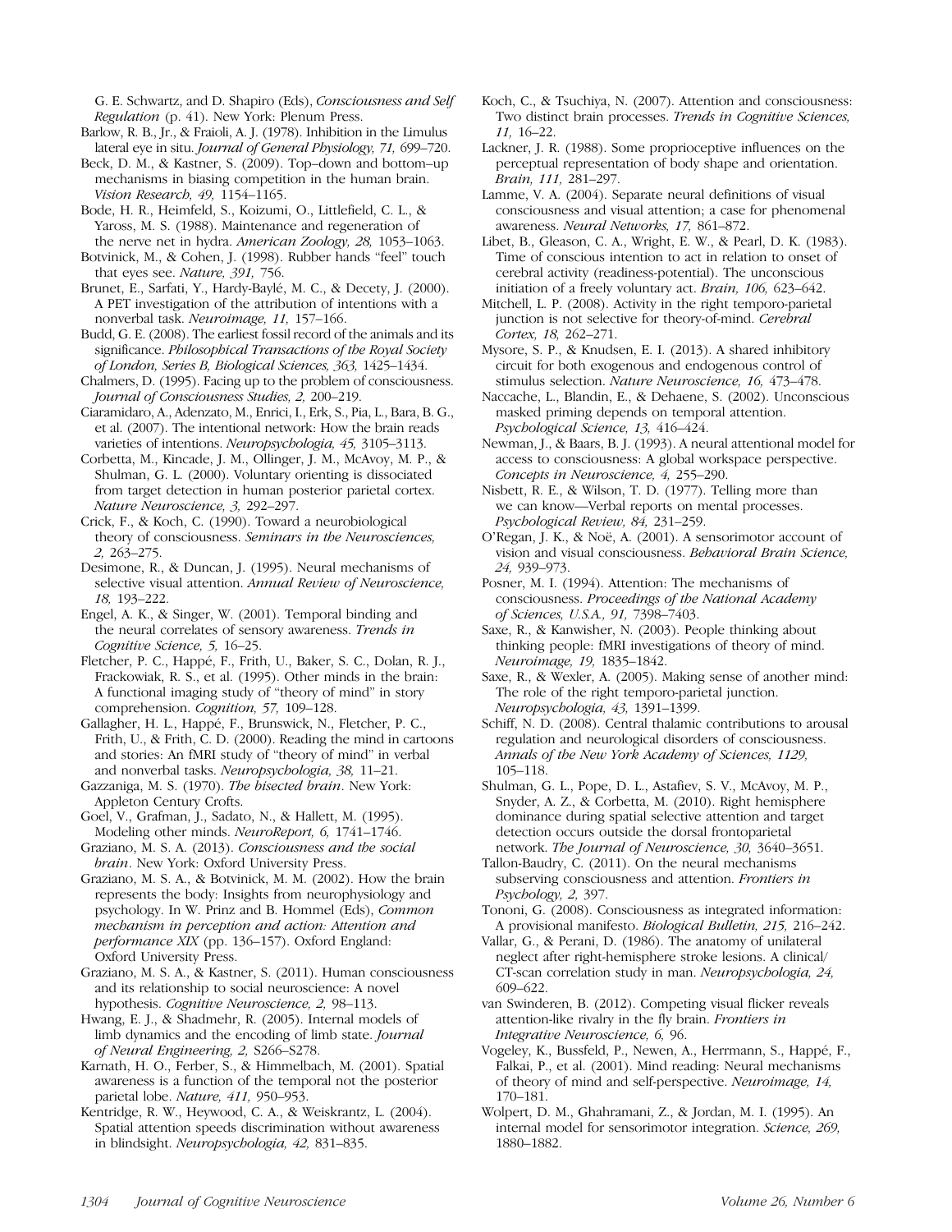G. E. Schwartz, and D. Shapiro (Eds), *Consciousness and Self Regulation* (p. 41). New York: Plenum Press.

Barlow, R. B., Jr., & Fraioli, A. J. (1978). Inhibition in the Limulus lateral eye in situ. *Journal of General Physiology, 71,* 699–720.

Beck, D. M., & Kastner, S. (2009). Top–down and bottom–up mechanisms in biasing competition in the human brain. *Vision Research, 49,* 1154–1165.

Bode, H. R., Heimfeld, S., Koizumi, O., Littlefield, C. L., & Yaross, M. S. (1988). Maintenance and regeneration of the nerve net in hydra. *American Zoology, 28,* 1053–1063.

Botvinick, M., & Cohen, J. (1998). Rubber hands "feel" touch that eyes see. *Nature, 391,* 756.

Brunet, E., Sarfati, Y., Hardy-Baylé, M. C., & Decety, J. (2000). A PET investigation of the attribution of intentions with a nonverbal task. *Neuroimage, 11,* 157–166.

Budd, G. E. (2008). The earliest fossil record of the animals and its significance. *Philosophical Transactions of the Royal Society of London, Series B, Biological Sciences, 363,* 1425–1434.

Chalmers, D. (1995). Facing up to the problem of consciousness. *Journal of Consciousness Studies, 2,* 200–219.

Ciaramidaro, A., Adenzato, M., Enrici, I., Erk, S., Pia, L., Bara, B. G., et al. (2007). The intentional network: How the brain reads varieties of intentions. *Neuropsychologia, 45,* 3105–3113.

Corbetta, M., Kincade, J. M., Ollinger, J. M., McAvoy, M. P., & Shulman, G. L. (2000). Voluntary orienting is dissociated from target detection in human posterior parietal cortex. *Nature Neuroscience, 3,* 292–297.

Crick, F., & Koch, C. (1990). Toward a neurobiological theory of consciousness. *Seminars in the Neurosciences, 2,* 263–275.

Desimone, R., & Duncan, J. (1995). Neural mechanisms of selective visual attention. *Annual Review of Neuroscience, 18,* 193–222.

Engel, A. K., & Singer, W. (2001). Temporal binding and the neural correlates of sensory awareness. *Trends in Cognitive Science, 5,* 16–25.

Fletcher, P. C., Happé, F., Frith, U., Baker, S. C., Dolan, R. J., Frackowiak, R. S., et al. (1995). Other minds in the brain: A functional imaging study of "theory of mind" in story comprehension. *Cognition, 57,* 109–128.

Gallagher, H. L., Happé, F., Brunswick, N., Fletcher, P. C., Frith, U., & Frith, C. D. (2000). Reading the mind in cartoons and stories: An fMRI study of "theory of mind" in verbal and nonverbal tasks. *Neuropsychologia, 38,* 11–21.

Gazzaniga, M. S. (1970). *The bisected brain*. New York: Appleton Century Crofts.

Goel, V., Grafman, J., Sadato, N., & Hallett, M. (1995). Modeling other minds. *NeuroReport, 6,* 1741–1746.

Graziano, M. S. A. (2013). *Consciousness and the social brain*. New York: Oxford University Press.

Graziano, M. S. A., & Botvinick, M. M. (2002). How the brain represents the body: Insights from neurophysiology and psychology. In W. Prinz and B. Hommel (Eds), *Common mechanism in perception and action: Attention and performance XIX* (pp. 136–157). Oxford England: Oxford University Press.

Graziano, M. S. A., & Kastner, S. (2011). Human consciousness and its relationship to social neuroscience: A novel hypothesis. *Cognitive Neuroscience, 2,* 98–113.

Hwang, E. J., & Shadmehr, R. (2005). Internal models of limb dynamics and the encoding of limb state. *Journal of Neural Engineering, 2,* S266–S278.

Karnath, H. O., Ferber, S., & Himmelbach, M. (2001). Spatial awareness is a function of the temporal not the posterior parietal lobe. *Nature, 411,* 950–953.

Kentridge, R. W., Heywood, C. A., & Weiskrantz, L. (2004). Spatial attention speeds discrimination without awareness in blindsight. *Neuropsychologia, 42,* 831–835.

Koch, C., & Tsuchiya, N. (2007). Attention and consciousness: Two distinct brain processes. *Trends in Cognitive Sciences, 11,* 16–22.

Lackner, J. R. (1988). Some proprioceptive influences on the perceptual representation of body shape and orientation. *Brain, 111,* 281–297.

Lamme, V. A. (2004). Separate neural definitions of visual consciousness and visual attention; a case for phenomenal awareness. *Neural Networks, 17,* 861–872.

Libet, B., Gleason, C. A., Wright, E. W., & Pearl, D. K. (1983). Time of conscious intention to act in relation to onset of cerebral activity (readiness-potential). The unconscious initiation of a freely voluntary act. *Brain, 106,* 623–642.

Mitchell, L. P. (2008). Activity in the right temporo-parietal junction is not selective for theory-of-mind. *Cerebral Cortex, 18,* 262–271.

Mysore, S. P., & Knudsen, E. I. (2013). A shared inhibitory circuit for both exogenous and endogenous control of stimulus selection. *Nature Neuroscience, 16,* 473–478.

Naccache, L., Blandin, E., & Dehaene, S. (2002). Unconscious masked priming depends on temporal attention. *Psychological Science, 13,* 416–424.

Newman, J., & Baars, B. J. (1993). A neural attentional model for access to consciousness: A global workspace perspective. *Concepts in Neuroscience, 4,* 255–290.

Nisbett, R. E., & Wilson, T. D. (1977). Telling more than we can know—Verbal reports on mental processes. *Psychological Review, 84,* 231–259.

O'Regan, J. K., & Noë, A. (2001). A sensorimotor account of vision and visual consciousness. *Behavioral Brain Science, 24,* 939–973.

Posner, M. I. (1994). Attention: The mechanisms of consciousness. *Proceedings of the National Academy of Sciences, U.S.A., 91,* 7398–7403.

Saxe, R., & Kanwisher, N. (2003). People thinking about thinking people: fMRI investigations of theory of mind. *Neuroimage, 19,* 1835–1842.

Saxe, R., & Wexler, A. (2005). Making sense of another mind: The role of the right temporo-parietal junction. *Neuropsychologia, 43,* 1391–1399.

Schiff, N. D. (2008). Central thalamic contributions to arousal regulation and neurological disorders of consciousness. *Annals of the New York Academy of Sciences, 1129,* 105–118.

Shulman, G. L., Pope, D. L., Astafiev, S. V., McAvoy, M. P., Snyder, A. Z., & Corbetta, M. (2010). Right hemisphere dominance during spatial selective attention and target detection occurs outside the dorsal frontoparietal network. *The Journal of Neuroscience, 30,* 3640–3651.

Tallon-Baudry, C. (2011). On the neural mechanisms subserving consciousness and attention. *Frontiers in Psychology, 2,* 397.

Tononi, G. (2008). Consciousness as integrated information: A provisional manifesto. *Biological Bulletin, 215,* 216–242.

Vallar, G., & Perani, D. (1986). The anatomy of unilateral neglect after right-hemisphere stroke lesions. A clinical/CT-scan correlation study in man. *Neuropsychologia, 24,* 609–622.

van Swinderen, B. (2012). Competing visual flicker reveals attention-like rivalry in the fly brain. *Frontiers in Integrative Neuroscience, 6,* 96.

Vogeley, K., Bussfeld, P., Newen, A., Herrmann, S., Happé, F., Falkai, P., et al. (2001). Mind reading: Neural mechanisms of theory of mind and self-perspective. *Neuroimage, 14,* 170–181.

Wolpert, D. M., Ghahramani, Z., & Jordan, M. I. (1995). An internal model for sensorimotor integration. *Science, 269,* 1880–1882.